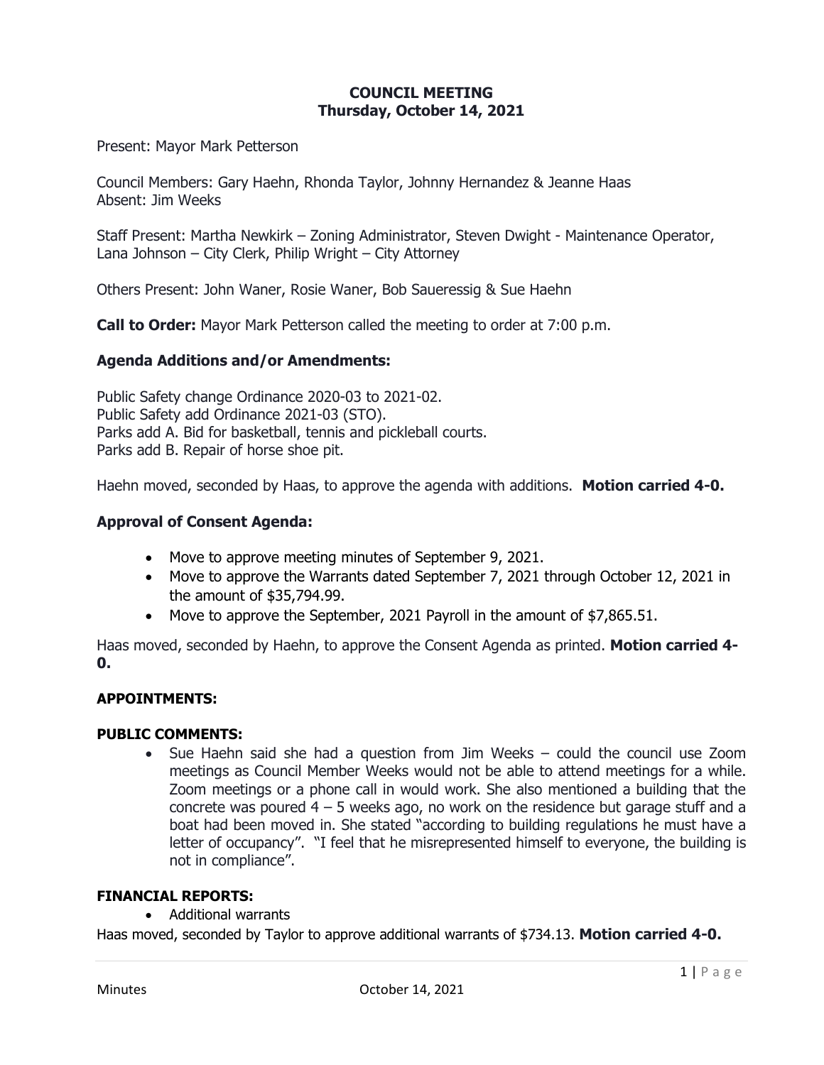**COUNCIL MEETING**
**Thursday, October 14, 2021**

Present: Mayor Mark Petterson

Council Members: Gary Haehn, Rhonda Taylor, Johnny Hernandez & Jeanne Haas
Absent: Jim Weeks

Staff Present: Martha Newkirk – Zoning Administrator, Steven Dwight - Maintenance Operator, Lana Johnson – City Clerk, Philip Wright – City Attorney

Others Present: John Waner, Rosie Waner, Bob Saueressig & Sue Haehn

**Call to Order:** Mayor Mark Petterson called the meeting to order at 7:00 p.m.

### Agenda Additions and/or Amendments:

Public Safety change Ordinance 2020-03 to 2021-02.
Public Safety add Ordinance 2021-03 (STO).
Parks add A. Bid for basketball, tennis and pickleball courts.
Parks add B. Repair of horse shoe pit.

Haehn moved, seconded by Haas, to approve the agenda with additions. **Motion carried 4-0.**

### Approval of Consent Agenda:

- Move to approve meeting minutes of September 9, 2021.
- Move to approve the Warrants dated September 7, 2021 through October 12, 2021 in the amount of $35,794.99.
- Move to approve the September, 2021 Payroll in the amount of $7,865.51.

Haas moved, seconded by Haehn, to approve the Consent Agenda as printed. **Motion carried 4-0.**

**APPOINTMENTS:**

**PUBLIC COMMENTS:**

- Sue Haehn said she had a question from Jim Weeks – could the council use Zoom meetings as Council Member Weeks would not be able to attend meetings for a while. Zoom meetings or a phone call in would work. She also mentioned a building that the concrete was poured 4 – 5 weeks ago, no work on the residence but garage stuff and a boat had been moved in. She stated "according to building regulations he must have a letter of occupancy". "I feel that he misrepresented himself to everyone, the building is not in compliance".

**FINANCIAL REPORTS:**

- Additional warrants

Haas moved, seconded by Taylor to approve additional warrants of $734.13. **Motion carried 4-0.**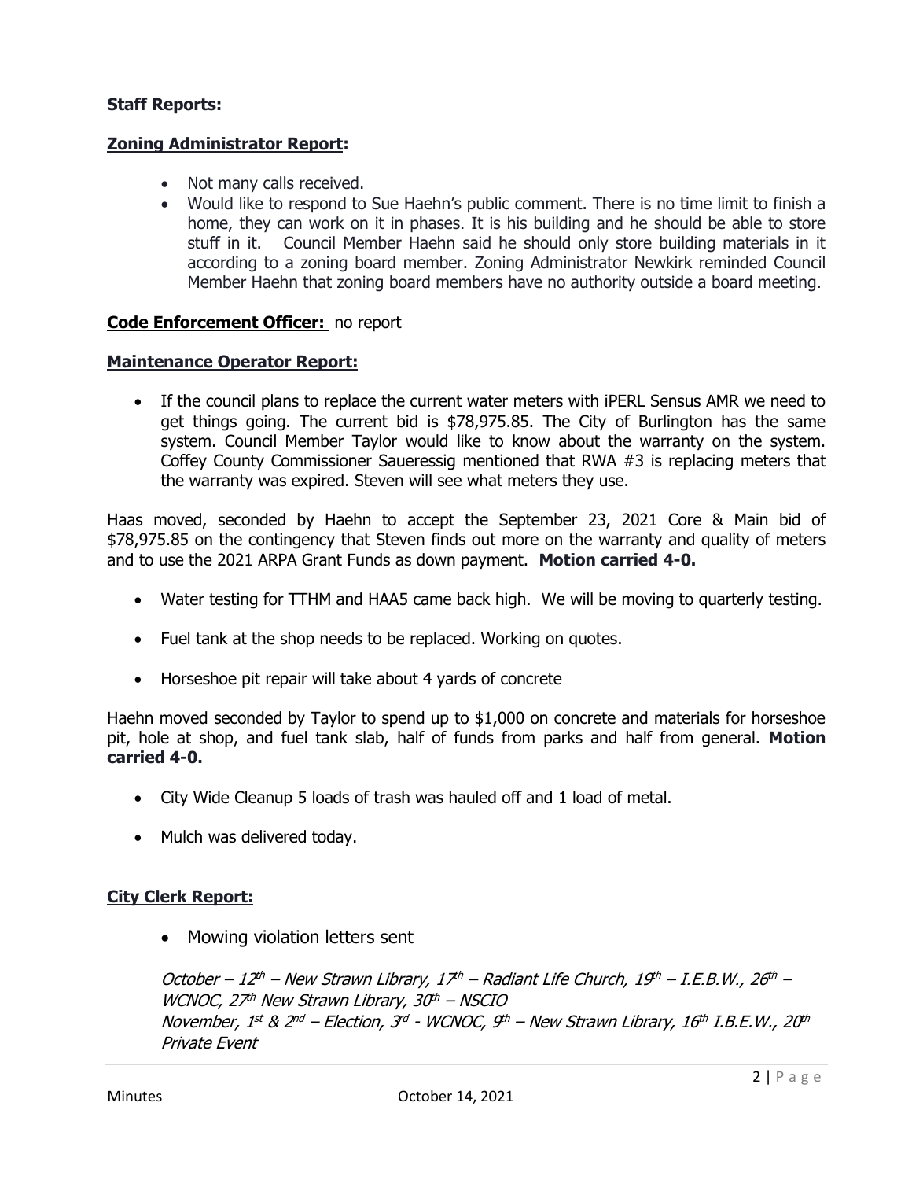**Staff Reports:**

**Zoning Administrator Report:**

- Not many calls received.
- Would like to respond to Sue Haehn's public comment. There is no time limit to finish a home, they can work on it in phases. It is his building and he should be able to store stuff in it. Council Member Haehn said he should only store building materials in it according to a zoning board member. Zoning Administrator Newkirk reminded Council Member Haehn that zoning board members have no authority outside a board meeting.

**Code Enforcement Officer:** no report

**Maintenance Operator Report:**

- If the council plans to replace the current water meters with iPERL Sensus AMR we need to get things going. The current bid is $78,975.85. The City of Burlington has the same system. Council Member Taylor would like to know about the warranty on the system. Coffey County Commissioner Saueressig mentioned that RWA #3 is replacing meters that the warranty was expired. Steven will see what meters they use.

Haas moved, seconded by Haehn to accept the September 23, 2021 Core & Main bid of $78,975.85 on the contingency that Steven finds out more on the warranty and quality of meters and to use the 2021 ARPA Grant Funds as down payment. **Motion carried 4-0.**

- Water testing for TTHM and HAA5 came back high. We will be moving to quarterly testing.
- Fuel tank at the shop needs to be replaced. Working on quotes.
- Horseshoe pit repair will take about 4 yards of concrete

Haehn moved seconded by Taylor to spend up to $1,000 on concrete and materials for horseshoe pit, hole at shop, and fuel tank slab, half of funds from parks and half from general. **Motion carried 4-0.**

- City Wide Cleanup 5 loads of trash was hauled off and 1 load of metal.
- Mulch was delivered today.

**City Clerk Report:**

- Mowing violation letters sent

*October – 12th – New Strawn Library, 17th – Radiant Life Church, 19th – I.E.B.W., 26th – WCNOC, 27th New Strawn Library, 30th – NSCIO*
*November, 1st & 2nd – Election, 3rd - WCNOC, 9th – New Strawn Library, 16th I.B.E.W., 20th Private Event*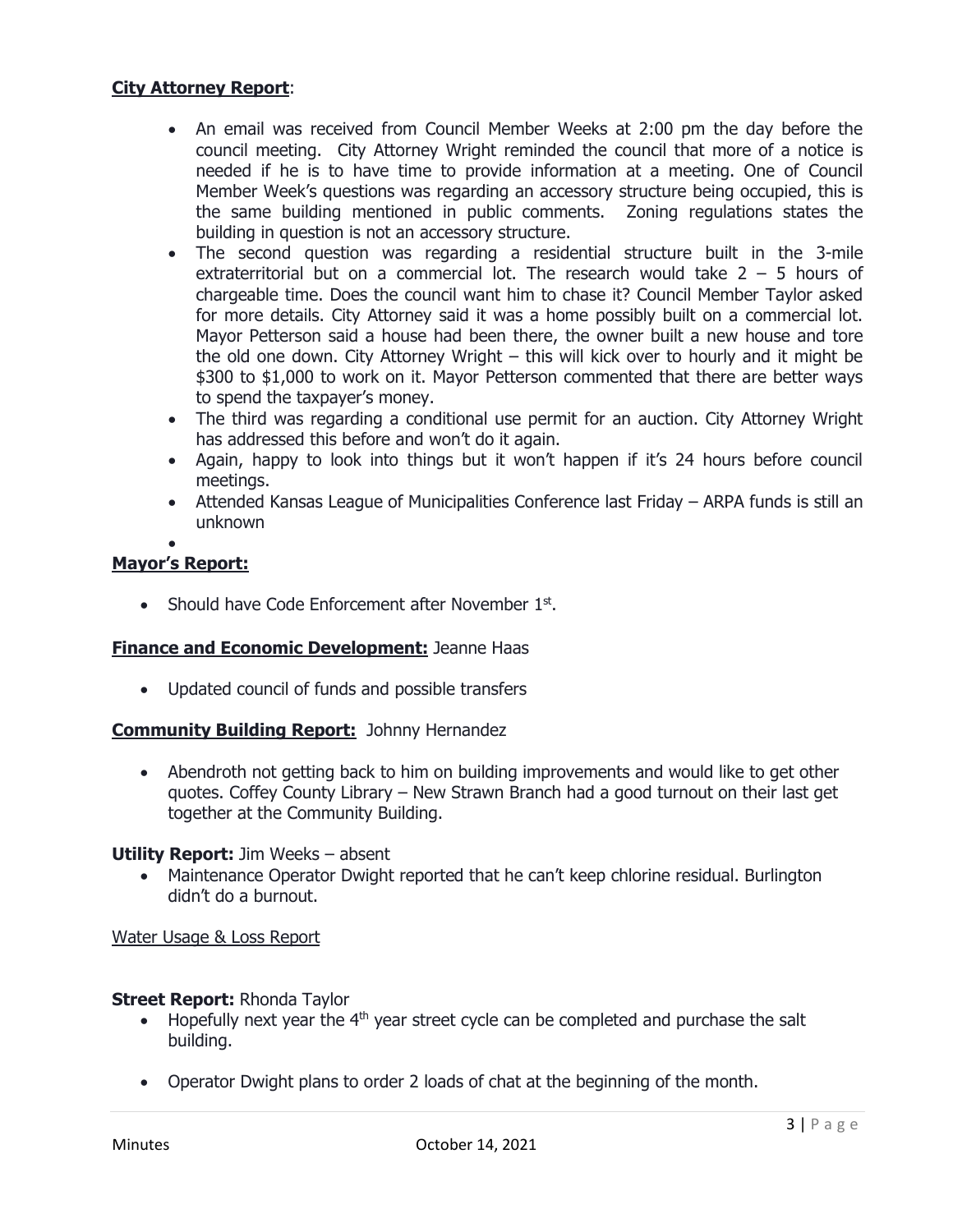**City Attorney Report**:

- An email was received from Council Member Weeks at 2:00 pm the day before the council meeting. City Attorney Wright reminded the council that more of a notice is needed if he is to have time to provide information at a meeting. One of Council Member Week's questions was regarding an accessory structure being occupied, this is the same building mentioned in public comments. Zoning regulations states the building in question is not an accessory structure.
- The second question was regarding a residential structure built in the 3-mile extraterritorial but on a commercial lot. The research would take 2 – 5 hours of chargeable time. Does the council want him to chase it? Council Member Taylor asked for more details. City Attorney said it was a home possibly built on a commercial lot. Mayor Petterson said a house had been there, the owner built a new house and tore the old one down. City Attorney Wright – this will kick over to hourly and it might be $300 to $1,000 to work on it. Mayor Petterson commented that there are better ways to spend the taxpayer's money.
- The third was regarding a conditional use permit for an auction. City Attorney Wright has addressed this before and won't do it again.
- Again, happy to look into things but it won't happen if it's 24 hours before council meetings.
- Attended Kansas League of Municipalities Conference last Friday – ARPA funds is still an unknown

**Mayor's Report:**

- Should have Code Enforcement after November 1st.

**Finance and Economic Development:** Jeanne Haas

- Updated council of funds and possible transfers

**Community Building Report:** Johnny Hernandez

- Abendroth not getting back to him on building improvements and would like to get other quotes. Coffey County Library – New Strawn Branch had a good turnout on their last get together at the Community Building.

**Utility Report:** Jim Weeks – absent

- Maintenance Operator Dwight reported that he can't keep chlorine residual. Burlington didn't do a burnout.

Water Usage & Loss Report

**Street Report:** Rhonda Taylor

- Hopefully next year the 4th year street cycle can be completed and purchase the salt building.
- Operator Dwight plans to order 2 loads of chat at the beginning of the month.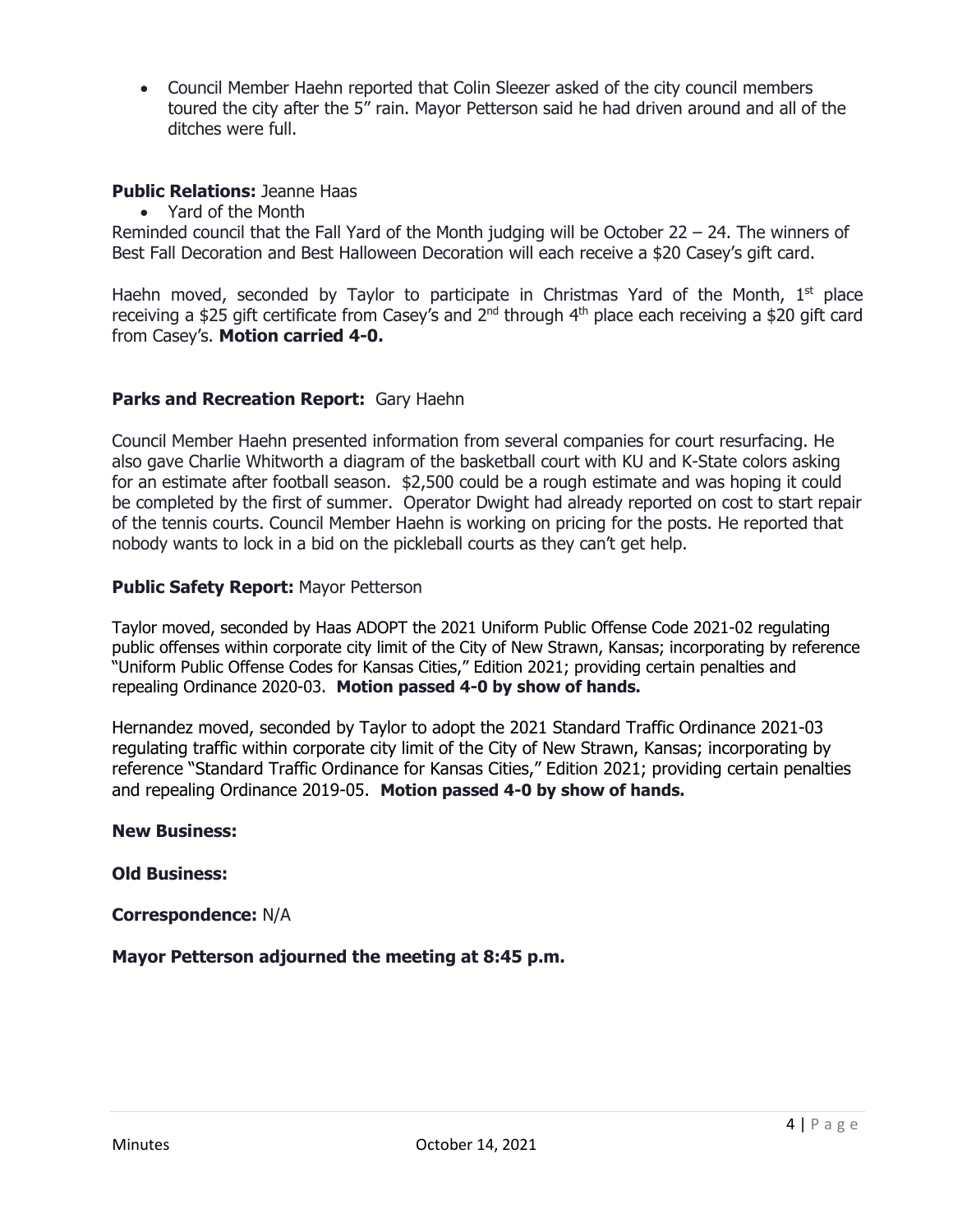- Council Member Haehn reported that Colin Sleezer asked of the city council members toured the city after the 5" rain. Mayor Petterson said he had driven around and all of the ditches were full.

**Public Relations:** Jeanne Haas

- Yard of the Month

Reminded council that the Fall Yard of the Month judging will be October 22 – 24. The winners of Best Fall Decoration and Best Halloween Decoration will each receive a $20 Casey's gift card.

Haehn moved, seconded by Taylor to participate in Christmas Yard of the Month, 1st place receiving a $25 gift certificate from Casey's and 2nd through 4th place each receiving a $20 gift card from Casey's. **Motion carried 4-0.**

**Parks and Recreation Report:** Gary Haehn

Council Member Haehn presented information from several companies for court resurfacing. He also gave Charlie Whitworth a diagram of the basketball court with KU and K-State colors asking for an estimate after football season. $2,500 could be a rough estimate and was hoping it could be completed by the first of summer. Operator Dwight had already reported on cost to start repair of the tennis courts. Council Member Haehn is working on pricing for the posts. He reported that nobody wants to lock in a bid on the pickleball courts as they can't get help.

**Public Safety Report:** Mayor Petterson

Taylor moved, seconded by Haas ADOPT the 2021 Uniform Public Offense Code 2021-02 regulating public offenses within corporate city limit of the City of New Strawn, Kansas; incorporating by reference "Uniform Public Offense Codes for Kansas Cities," Edition 2021; providing certain penalties and repealing Ordinance 2020-03. **Motion passed 4-0 by show of hands.**

Hernandez moved, seconded by Taylor to adopt the 2021 Standard Traffic Ordinance 2021-03 regulating traffic within corporate city limit of the City of New Strawn, Kansas; incorporating by reference "Standard Traffic Ordinance for Kansas Cities," Edition 2021; providing certain penalties and repealing Ordinance 2019-05. **Motion passed 4-0 by show of hands.**

**New Business:**

**Old Business:**

**Correspondence:** N/A

**Mayor Petterson adjourned the meeting at 8:45 p.m.**